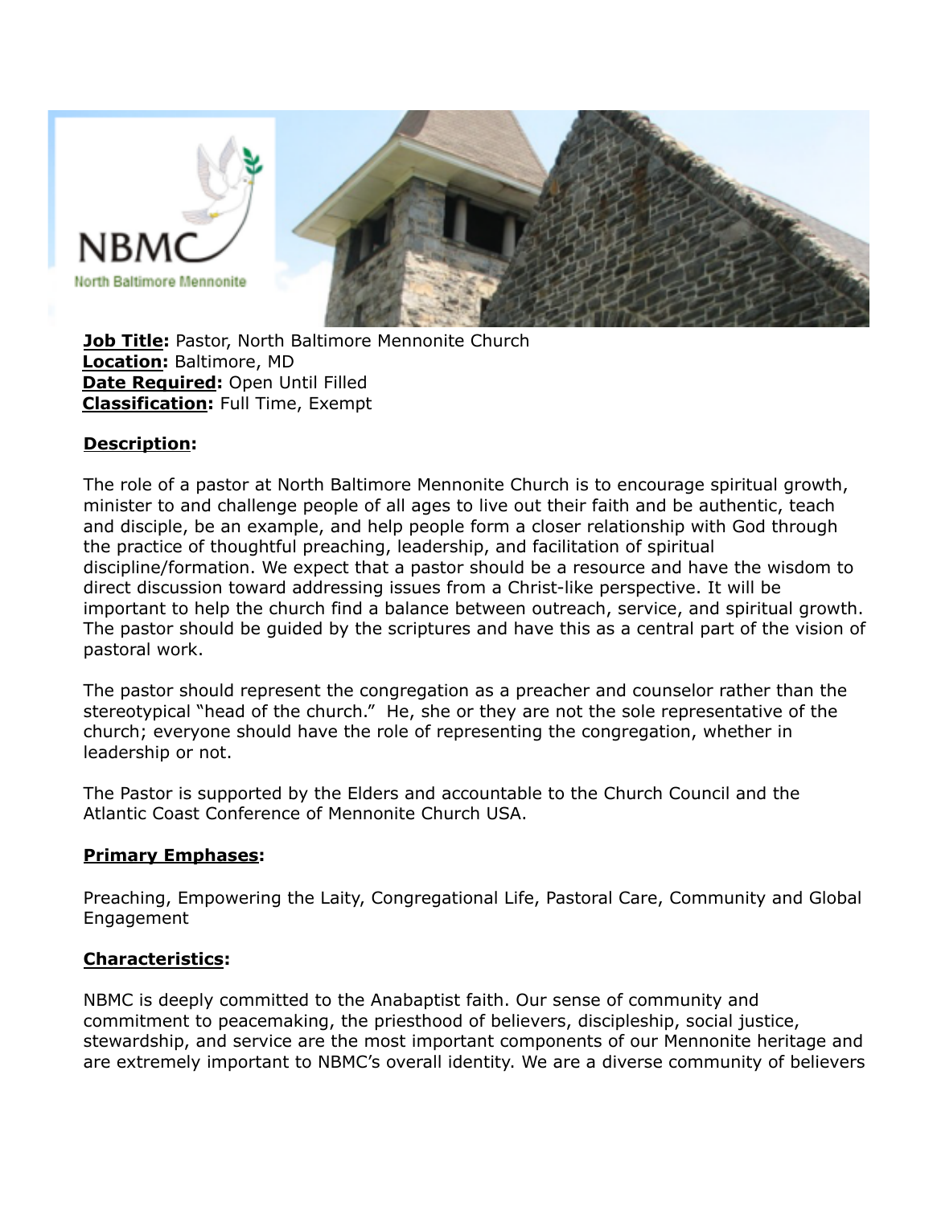**Job Title:** Pastor, North Baltimore Mennonite Church
**Location:** Baltimore, MD
**Date Required:** Open Until Filled
**Classification:** Full Time, Exempt

## Description:

The role of a pastor at North Baltimore Mennonite Church is to encourage spiritual growth, minister to and challenge people of all ages to live out their faith and be authentic, teach and disciple, be an example, and help people form a closer relationship with God through the practice of thoughtful preaching, leadership, and facilitation of spiritual discipline/formation. We expect that a pastor should be a resource and have the wisdom to direct discussion toward addressing issues from a Christ-like perspective. It will be important to help the church find a balance between outreach, service, and spiritual growth. The pastor should be guided by the scriptures and have this as a central part of the vision of pastoral work.

The pastor should represent the congregation as a preacher and counselor rather than the stereotypical "head of the church." He, she or they are not the sole representative of the church; everyone should have the role of representing the congregation, whether in leadership or not.

The Pastor is supported by the Elders and accountable to the Church Council and the Atlantic Coast Conference of Mennonite Church USA.

## Primary Emphases:

Preaching, Empowering the Laity, Congregational Life, Pastoral Care, Community and Global Engagement

## Characteristics:

NBMC is deeply committed to the Anabaptist faith. Our sense of community and commitment to peacemaking, the priesthood of believers, discipleship, social justice, stewardship, and service are the most important components of our Mennonite heritage and are extremely important to NBMC's overall identity. We are a diverse community of believers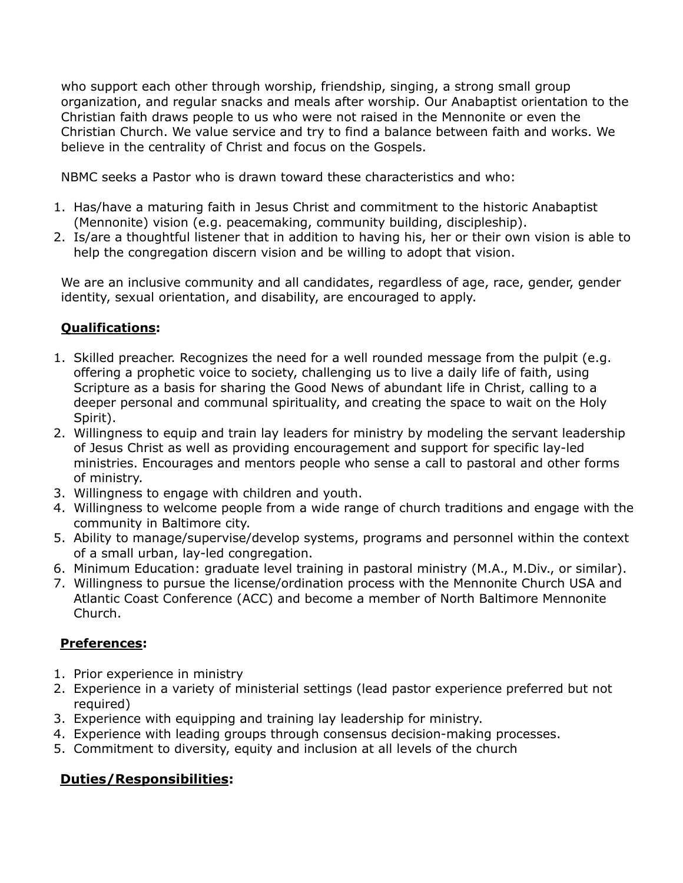who support each other through worship, friendship, singing, a strong small group organization, and regular snacks and meals after worship. Our Anabaptist orientation to the Christian faith draws people to us who were not raised in the Mennonite or even the Christian Church. We value service and try to find a balance between faith and works. We believe in the centrality of Christ and focus on the Gospels.

NBMC seeks a Pastor who is drawn toward these characteristics and who:

1. Has/have a maturing faith in Jesus Christ and commitment to the historic Anabaptist (Mennonite) vision (e.g. peacemaking, community building, discipleship).
2. Is/are a thoughtful listener that in addition to having his, her or their own vision is able to help the congregation discern vision and be willing to adopt that vision.

We are an inclusive community and all candidates, regardless of age, race, gender, gender identity, sexual orientation, and disability, are encouraged to apply.

**Qualifications:**

1. Skilled preacher. Recognizes the need for a well rounded message from the pulpit (e.g. offering a prophetic voice to society, challenging us to live a daily life of faith, using Scripture as a basis for sharing the Good News of abundant life in Christ, calling to a deeper personal and communal spirituality, and creating the space to wait on the Holy Spirit).
2. Willingness to equip and train lay leaders for ministry by modeling the servant leadership of Jesus Christ as well as providing encouragement and support for specific lay-led ministries. Encourages and mentors people who sense a call to pastoral and other forms of ministry.
3. Willingness to engage with children and youth.
4. Willingness to welcome people from a wide range of church traditions and engage with the community in Baltimore city.
5. Ability to manage/supervise/develop systems, programs and personnel within the context of a small urban, lay-led congregation.
6. Minimum Education: graduate level training in pastoral ministry (M.A., M.Div., or similar).
7. Willingness to pursue the license/ordination process with the Mennonite Church USA and Atlantic Coast Conference (ACC) and become a member of North Baltimore Mennonite Church.

**Preferences:**

1. Prior experience in ministry
2. Experience in a variety of ministerial settings (lead pastor experience preferred but not required)
3. Experience with equipping and training lay leadership for ministry.
4. Experience with leading groups through consensus decision-making processes.
5. Commitment to diversity, equity and inclusion at all levels of the church

**Duties/Responsibilities:**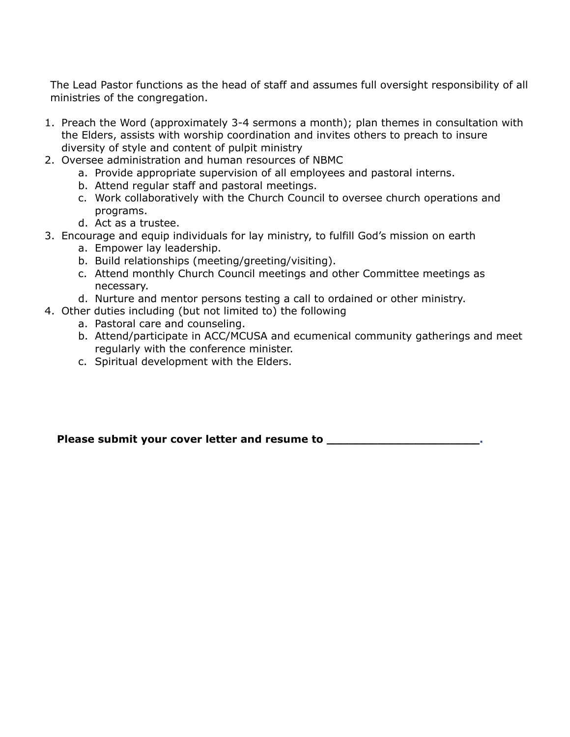The Lead Pastor functions as the head of staff and assumes full oversight responsibility of all ministries of the congregation.

1. Preach the Word (approximately 3-4 sermons a month); plan themes in consultation with the Elders, assists with worship coordination and invites others to preach to insure diversity of style and content of pulpit ministry
2. Oversee administration and human resources of NBMC
    a. Provide appropriate supervision of all employees and pastoral interns.
    b. Attend regular staff and pastoral meetings.
    c. Work collaboratively with the Church Council to oversee church operations and programs.
    d. Act as a trustee.
3. Encourage and equip individuals for lay ministry, to fulfill God's mission on earth
    a. Empower lay leadership.
    b. Build relationships (meeting/greeting/visiting).
    c. Attend monthly Church Council meetings and other Committee meetings as necessary.
    d. Nurture and mentor persons testing a call to ordained or other ministry.
4. Other duties including (but not limited to) the following
    a. Pastoral care and counseling.
    b. Attend/participate in ACC/MCUSA and ecumenical community gatherings and meet regularly with the conference minister.
    c. Spiritual development with the Elders.

**Please submit your cover letter and resume to ______________________.**